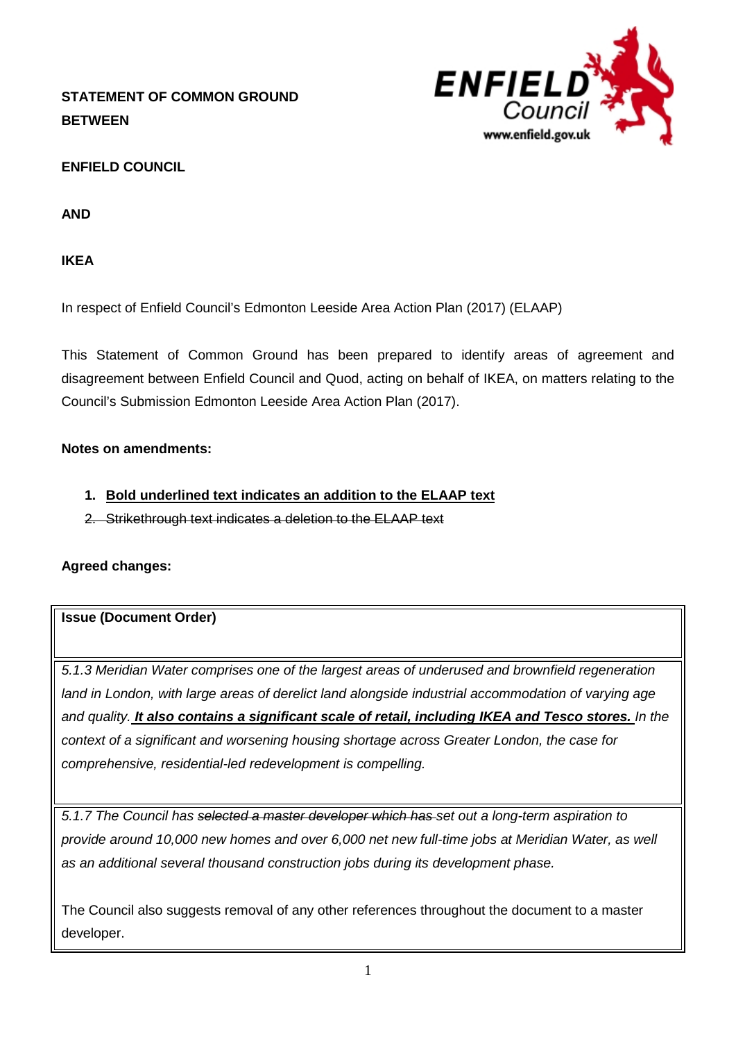**STATEMENT OF COMMON GROUND BETWEEN**

**ENFIELD COUNCIL**

**AND**

**IKEA**

In respect of Enfield Council's Edmonton Leeside Area Action Plan (2017) (ELAAP)

This Statement of Common Ground has been prepared to identify areas of agreement and disagreement between Enfield Council and Quod, acting on behalf of IKEA, on matters relating to the Council's Submission Edmonton Leeside Area Action Plan (2017).

**Notes on amendments:**

1. **<u>Bold underlined text indicates an addition to the ELAAP text</u>**
2. ~~Strikethrough text indicates a deletion to the ELAAP text~~

**Agreed changes:**

| **Issue (Document Order)** |
|---|
| *5.1.3 Meridian Water comprises one of the largest areas of underused and brownfield regeneration land in London, with large areas of derelict land alongside industrial accommodation of varying age and quality.* ***<u>It also contains a significant scale of retail, including IKEA and Tesco stores.</u>*** *In the context of a significant and worsening housing shortage across Greater London, the case for comprehensive, residential-led redevelopment is compelling.* |
| *5.1.7 The Council has ~~selected a master developer which has~~ set out a long-term aspiration to provide around 10,000 new homes and over 6,000 net new full-time jobs at Meridian Water, as well as an additional several thousand construction jobs during its development phase.*<br><br>The Council also suggests removal of any other references throughout the document to a master developer. |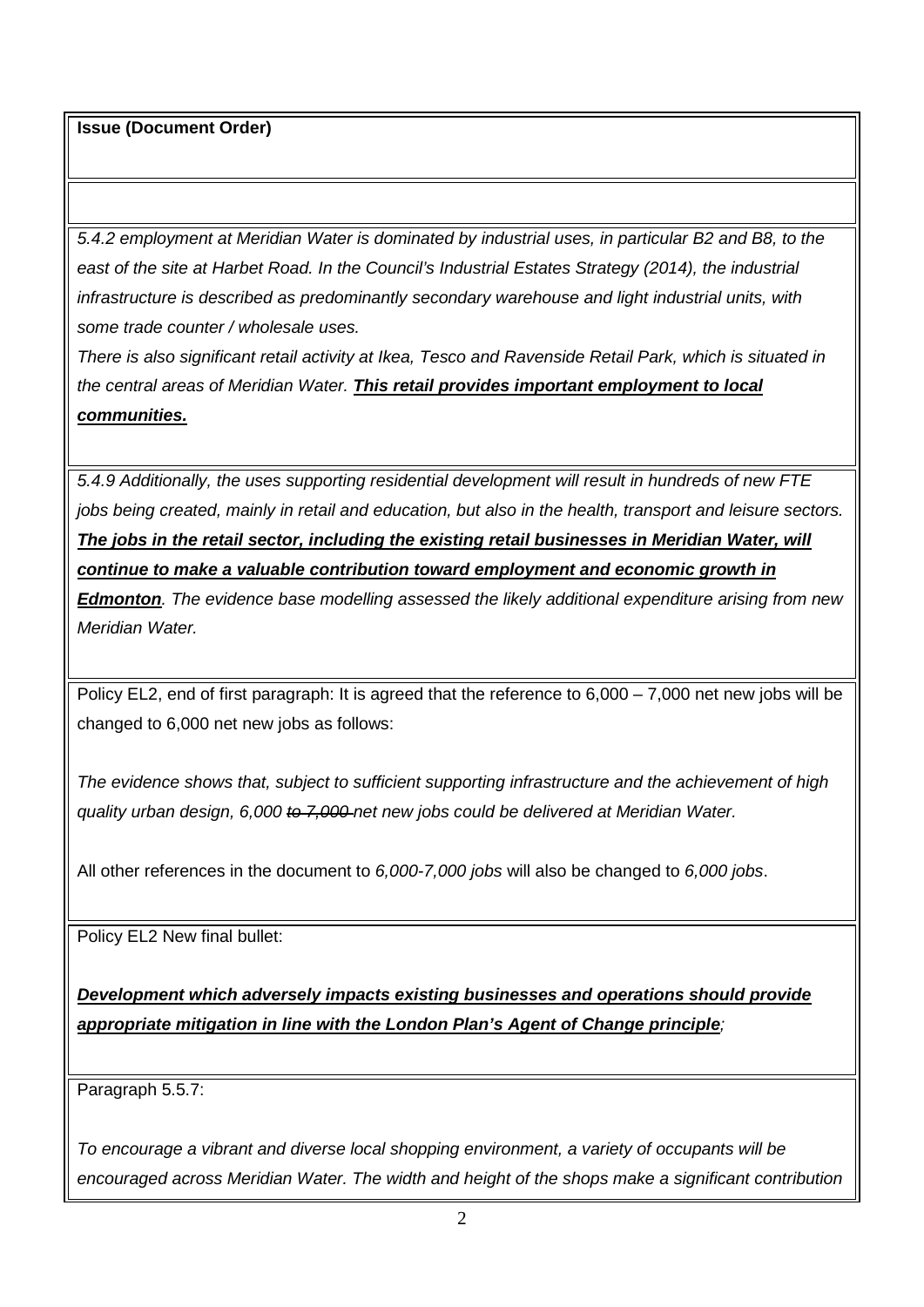| **Issue (Document Order)** |
| --- |
| |
| *5.4.2 employment at Meridian Water is dominated by industrial uses, in particular B2 and B8, to the east of the site at Harbet Road. In the Council's Industrial Estates Strategy (2014), the industrial infrastructure is described as predominantly secondary warehouse and light industrial units, with some trade counter / wholesale uses.*<br>*There is also significant retail activity at Ikea, Tesco and Ravenside Retail Park, which is situated in the central areas of Meridian Water.* ***<u>This retail provides important employment to local communities.</u>*** |
| *5.4.9 Additionally, the uses supporting residential development will result in hundreds of new FTE jobs being created, mainly in retail and education, but also in the health, transport and leisure sectors.* ***<u>The jobs in the retail sector, including the existing retail businesses in Meridian Water, will continue to make a valuable contribution toward employment and economic growth in Edmonton</u>****. The evidence base modelling assessed the likely additional expenditure arising from new Meridian Water.* |
| Policy EL2, end of first paragraph: It is agreed that the reference to 6,000 – 7,000 net new jobs will be changed to 6,000 net new jobs as follows:<br><br>*The evidence shows that, subject to sufficient supporting infrastructure and the achievement of high quality urban design, 6,000 ~~to 7,000~~ net new jobs could be delivered at Meridian Water.*<br><br>All other references in the document to *6,000-7,000 jobs* will also be changed to *6,000 jobs*. |
| Policy EL2 New final bullet:<br><br>***<u>Development which adversely impacts existing businesses and operations should provide appropriate mitigation in line with the London Plan's Agent of Change principle</u>****;* |
| Paragraph 5.5.7:<br><br>*To encourage a vibrant and diverse local shopping environment, a variety of occupants will be encouraged across Meridian Water. The width and height of the shops make a significant contribution* |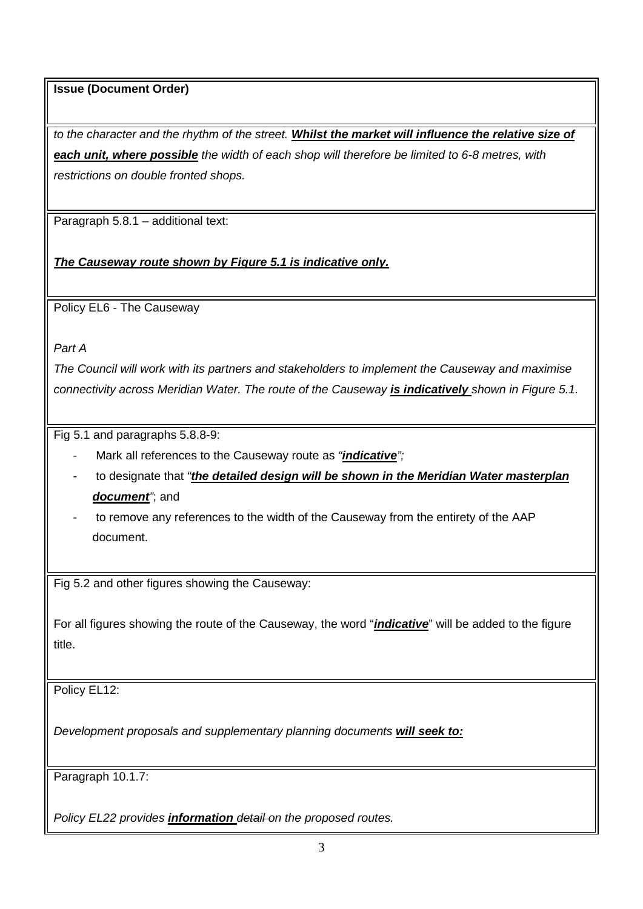| Issue (Document Order) |
|---|
| *to the character and the rhythm of the street. **<u>Whilst the market will influence the relative size of each unit, where possible</u>** the width of each shop will therefore be limited to 6-8 metres, with restrictions on double fronted shops.* |
| Paragraph 5.8.1 – additional text:<br><br>***<u>The Causeway route shown by Figure 5.1 is indicative only.</u>*** |
| Policy EL6 - The Causeway<br><br>*Part A*<br>*The Council will work with its partners and stakeholders to implement the Causeway and maximise connectivity across Meridian Water. The route of the Causeway **<u>is indicatively</u>** shown in Figure 5.1.* |
| Fig 5.1 and paragraphs 5.8.8-9:<br>- Mark all references to the Causeway route as *"**<u>indicative</u>**";*<br>- to designate that *"**<u>the detailed design will be shown in the Meridian Water masterplan document</u>**"*; and<br>- to remove any references to the width of the Causeway from the entirety of the AAP document. |
| Fig 5.2 and other figures showing the Causeway:<br><br>For all figures showing the route of the Causeway, the word "***<u>indicative</u>***" will be added to the figure title. |
| Policy EL12:<br><br>*Development proposals and supplementary planning documents **<u>will seek to:</u>*** |
| Paragraph 10.1.7:<br><br>*Policy EL22 provides **<u>information</u>** ~~detail~~ on the proposed routes.* |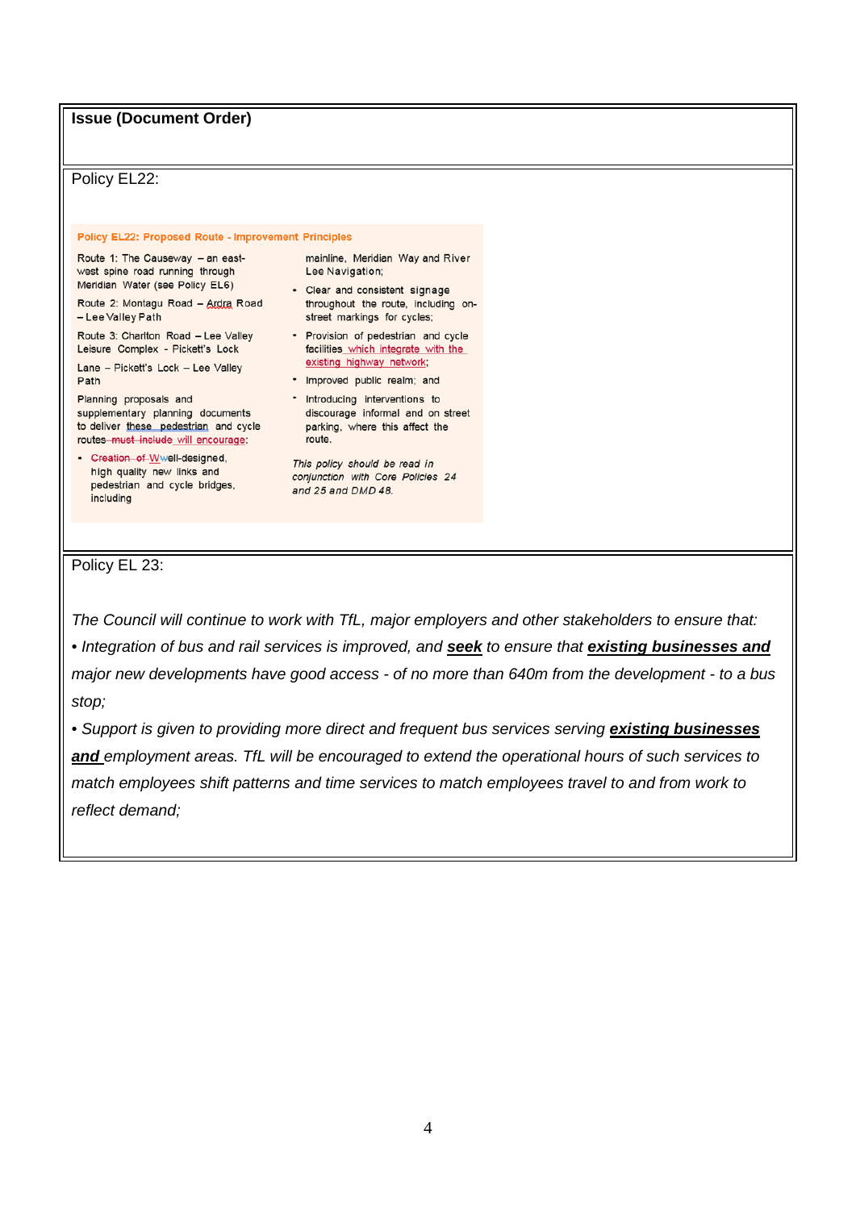| **Issue (Document Order)** |
|---|
| Policy EL22:<br><br>**Policy EL22: Proposed Route - Improvement Principles**<br><br>Route 1: The Causeway – an east-west spine road running through Meridian Water (see Policy EL6)<br><br>Route 2: Montagu Road – Ardra Road – Lee Valley Path<br><br>Route 3: Charlton Road – Lee Valley Leisure Complex - Pickett's Lock<br><br>Lane – Pickett's Lock – Lee Valley Path<br><br>Planning proposals and supplementary planning documents to deliver <u>these pedestrian</u> and cycle routes ~~must include~~ <u>will encourage</u>:<br><br>• ~~Creation of~~ <u>W</u>well-designed, high quality new links and pedestrian and cycle bridges, including mainline, Meridian Way and River Lee Navigation;<br>• Clear and consistent signage throughout the route, including on-street markings for cycles;<br>• Provision of pedestrian and cycle facilities <u>which integrate with the existing highway network</u>;<br>• Improved public realm; and<br>• Introducing interventions to discourage informal and on street parking, where this affect the route.<br><br>*This policy should be read in conjunction with Core Policies 24 and 25 and DMD 48.* |
| Policy EL 23:<br><br>*The Council will continue to work with TfL, major employers and other stakeholders to ensure that:*<br><br>*• Integration of bus and rail services is improved, and **<u>seek</u>** to ensure that **<u>existing businesses and</u>** major new developments have good access - of no more than 640m from the development - to a bus stop;*<br><br>*• Support is given to providing more direct and frequent bus services serving **<u>existing businesses and</u>** employment areas. TfL will be encouraged to extend the operational hours of such services to match employees shift patterns and time services to match employees travel to and from work to reflect demand;* |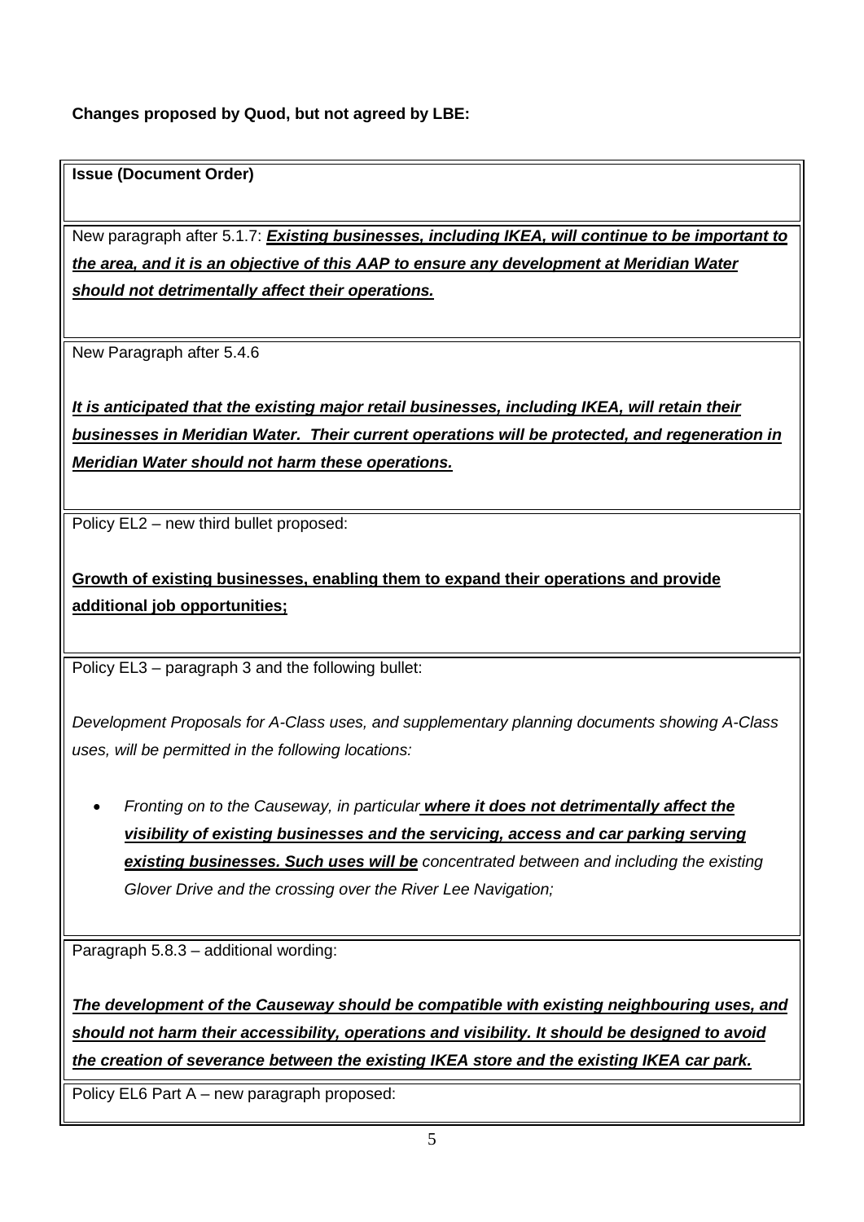**Changes proposed by Quod, but not agreed by LBE:**

| **Issue (Document Order)** |
|---|
| New paragraph after 5.1.7: ***<u>Existing businesses, including IKEA, will continue to be important to the area, and it is an objective of this AAP to ensure any development at Meridian Water should not detrimentally affect their operations.</u>*** |
| New Paragraph after 5.4.6<br><br>***<u>It is anticipated that the existing major retail businesses, including IKEA, will retain their businesses in Meridian Water. Their current operations will be protected, and regeneration in Meridian Water should not harm these operations.</u>*** |
| Policy EL2 – new third bullet proposed:<br><br>**<u>Growth of existing businesses, enabling them to expand their operations and provide additional job opportunities;</u>** |
| Policy EL3 – paragraph 3 and the following bullet:<br><br>*Development Proposals for A-Class uses, and supplementary planning documents showing A-Class uses, will be permitted in the following locations:*<br><br>• *Fronting on to the Causeway, in particular* ***<u>where it does not detrimentally affect the visibility of existing businesses and the servicing, access and car parking serving existing businesses. Such uses will be</u>*** *concentrated between and including the existing Glover Drive and the crossing over the River Lee Navigation;* |
| Paragraph 5.8.3 – additional wording:<br><br>***<u>The development of the Causeway should be compatible with existing neighbouring uses, and should not harm their accessibility, operations and visibility. It should be designed to avoid the creation of severance between the existing IKEA store and the existing IKEA car park.</u>*** |
| Policy EL6 Part A – new paragraph proposed: |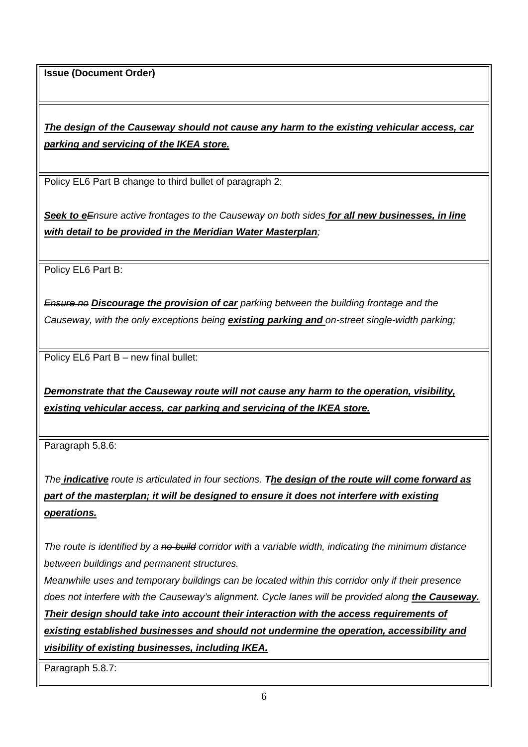| Issue (Document Order) |
|---|
| ***<u>The design of the Causeway should not cause any harm to the existing vehicular access, car parking and servicing of the IKEA store.</u>*** |
| Policy EL6 Part B change to third bullet of paragraph 2:<br><br>***<u>Seek to e</u>****~~E~~nsure active frontages to the Causeway on both sides* ***<u>for all new businesses, in line with detail to be provided in the Meridian Water Masterplan</u>****;* |
| Policy EL6 Part B:<br><br>*~~Ensure no~~* ***<u>Discourage the provision of car</u>*** *parking between the building frontage and the Causeway, with the only exceptions being* ***<u>existing parking and</u>*** *on-street single-width parking;* |
| Policy EL6 Part B – new final bullet:<br><br>***<u>Demonstrate that the Causeway route will not cause any harm to the operation, visibility, existing vehicular access, car parking and servicing of the IKEA store.</u>*** |
| Paragraph 5.8.6:<br><br>*The* ***<u>indicative</u>*** *route is articulated in four sections. T****<u>he design of the route will come forward as part of the masterplan; it will be designed to ensure it does not interfere with existing operations.</u>***<br><br>*The route is identified by a ~~no-build~~ corridor with a variable width, indicating the minimum distance between buildings and permanent structures.*<br>*Meanwhile uses and temporary buildings can be located within this corridor only if their presence does not interfere with the Causeway's alignment. Cycle lanes will be provided along* ***<u>the Causeway. Their design should take into account their interaction with the access requirements of existing established businesses and should not undermine the operation, accessibility and visibility of existing businesses, including IKEA.</u>*** |
| Paragraph 5.8.7: |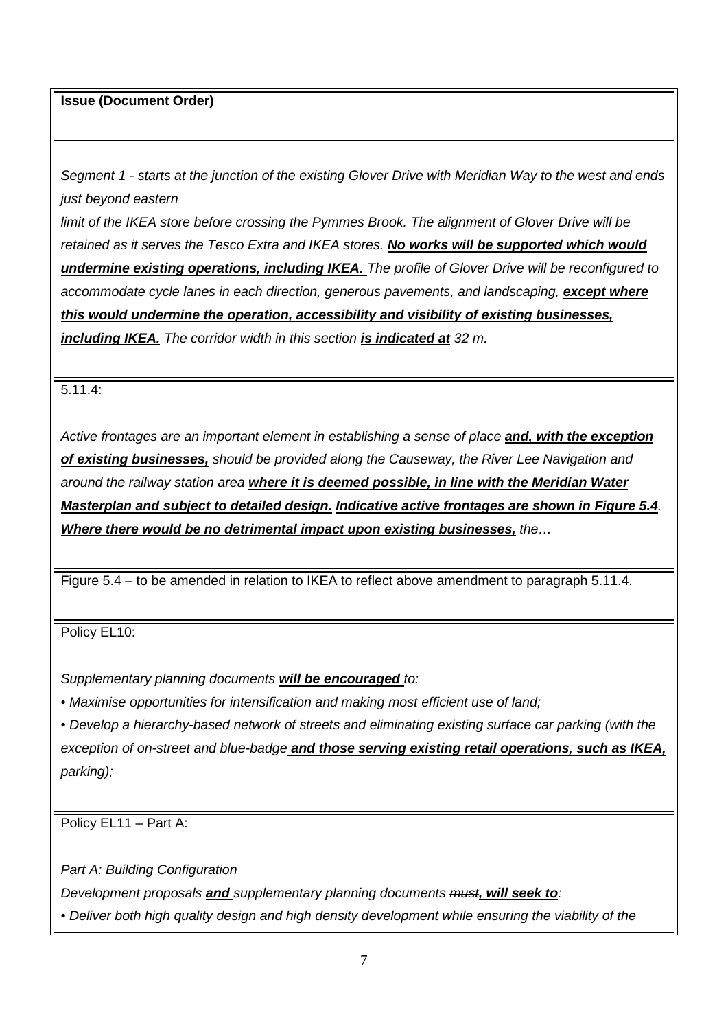| **Issue (Document Order)** |
| --- |
| *Segment 1 - starts at the junction of the existing Glover Drive with Meridian Way to the west and ends just beyond eastern limit of the IKEA store before crossing the Pymmes Brook. The alignment of Glover Drive will be retained as it serves the Tesco Extra and IKEA stores.* ***<u>No works will be supported which would undermine existing operations, including IKEA.</u>*** *The profile of Glover Drive will be reconfigured to accommodate cycle lanes in each direction, generous pavements, and landscaping,* ***<u>except where this would undermine the operation, accessibility and visibility of existing businesses, including IKEA.</u>*** *The corridor width in this section* ***<u>is indicated at</u>*** *32 m.* |
| 5.11.4:<br><br>*Active frontages are an important element in establishing a sense of place* ***<u>and, with the exception of existing businesses,</u>*** *should be provided along the Causeway, the River Lee Navigation and around the railway station area* ***<u>where it is deemed possible, in line with the Meridian Water Masterplan and subject to detailed design.</u>*** ***<u>Indicative active frontages are shown in Figure 5.4</u>****.* ***<u>Where there would be no detrimental impact upon existing businesses,</u>*** *the…* |
| Figure 5.4 – to be amended in relation to IKEA to reflect above amendment to paragraph 5.11.4. |
| Policy EL10:<br><br>*Supplementary planning documents* ***<u>will be encouraged</u>*** *to:*<br>*• Maximise opportunities for intensification and making most efficient use of land;*<br>*• Develop a hierarchy-based network of streets and eliminating existing surface car parking (with the exception of on-street and blue-badge* ***<u>and those serving existing retail operations, such as IKEA,</u>*** *parking);* |
| Policy EL11 – Part A:<br><br>*Part A: Building Configuration*<br>*Development proposals* ***<u>and</u>*** *supplementary planning documents ~~must~~****<u>, will seek to</u>****:*<br>*• Deliver both high quality design and high density development while ensuring the viability of the* |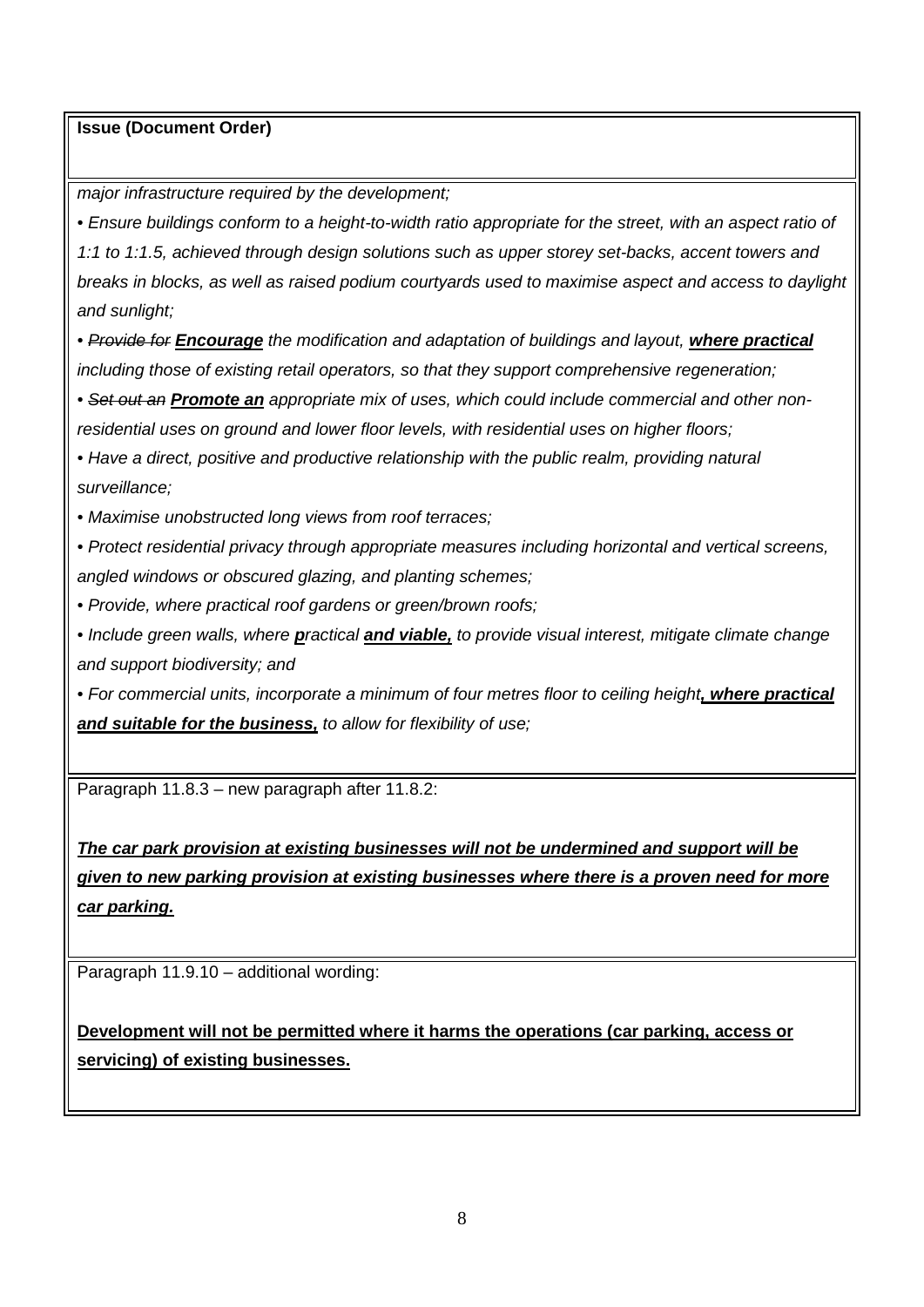**Issue (Document Order)**

*major infrastructure required by the development;*

*• Ensure buildings conform to a height-to-width ratio appropriate for the street, with an aspect ratio of 1:1 to 1:1.5, achieved through design solutions such as upper storey set-backs, accent towers and breaks in blocks, as well as raised podium courtyards used to maximise aspect and access to daylight and sunlight;*

*• ~~Provide for~~ **<u>Encourage</u>** the modification and adaptation of buildings and layout, **<u>where practical</u>** including those of existing retail operators, so that they support comprehensive regeneration;*

*• ~~Set out an~~ **<u>Promote an</u>** appropriate mix of uses, which could include commercial and other non-residential uses on ground and lower floor levels, with residential uses on higher floors;*

*• Have a direct, positive and productive relationship with the public realm, providing natural surveillance;*

*• Maximise unobstructed long views from roof terraces;*

*• Protect residential privacy through appropriate measures including horizontal and vertical screens, angled windows or obscured glazing, and planting schemes;*

*• Provide, where practical roof gardens or green/brown roofs;*

*• Include green walls, where **<u>p</u>**ractical **<u>and viable,</u>** to provide visual interest, mitigate climate change and support biodiversity; and*

*• For commercial units, incorporate a minimum of four metres floor to ceiling height**<u>, where practical and suitable for the business,</u>** to allow for flexibility of use;*

Paragraph 11.8.3 – new paragraph after 11.8.2:

***<u>The car park provision at existing businesses will not be undermined and support will be given to new parking provision at existing businesses where there is a proven need for more car parking.</u>***

Paragraph 11.9.10 – additional wording:

**<u>Development will not be permitted where it harms the operations (car parking, access or servicing) of existing businesses.</u>**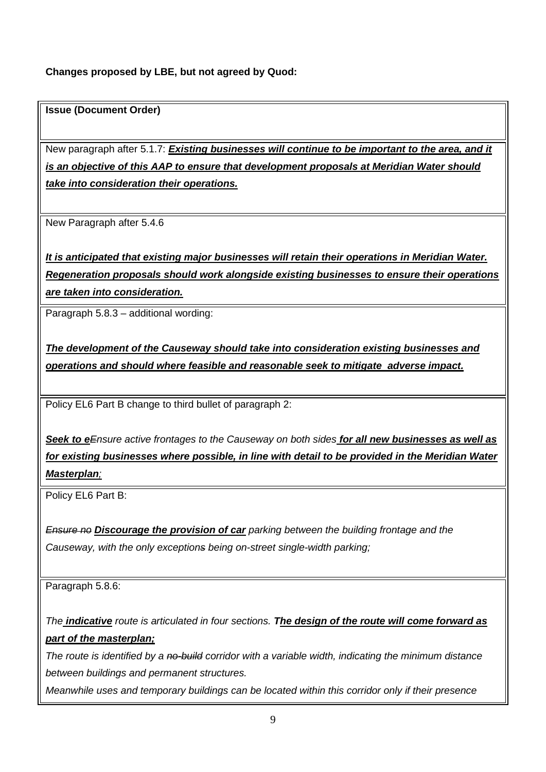**Changes proposed by LBE, but not agreed by Quod:**

| **Issue (Document Order)** |
|---|
| New paragraph after 5.1.7: ***<u>Existing businesses will continue to be important to the area, and it is an objective of this AAP to ensure that development proposals at Meridian Water should take into consideration their operations.</u>*** |
| New Paragraph after 5.4.6<br><br>***<u>It is anticipated that existing major businesses will retain their operations in Meridian Water. Regeneration proposals should work alongside existing businesses to ensure their operations are taken into consideration.</u>*** |
| Paragraph 5.8.3 – additional wording:<br><br>***<u>The development of the Causeway should take into consideration existing businesses and operations and should where feasible and reasonable seek to mitigate adverse impact.</u>*** |
| Policy EL6 Part B change to third bullet of paragraph 2:<br><br>***<u>Seek to e</u>***~~*E*~~*nsure active frontages to the Causeway on both sides* ***<u>for all new businesses as well as for existing businesses where possible, in line with detail to be provided in the Meridian Water Masterplan</u>****;* |
| Policy EL6 Part B:<br><br>~~*Ensure no*~~ ***<u>Discourage the provision of car</u>*** *parking between the building frontage and the Causeway, with the only exception*~~*s*~~ *being on-street single-width parking;* |
| Paragraph 5.8.6:<br><br>*The* ***<u>indicative</u>*** *route is articulated in four sections.* ***<u>The design of the route will come forward as part of the masterplan;</u>***<br>*The route is identified by a* ~~*no-build*~~ *corridor with a variable width, indicating the minimum distance between buildings and permanent structures.*<br>*Meanwhile uses and temporary buildings can be located within this corridor only if their presence* |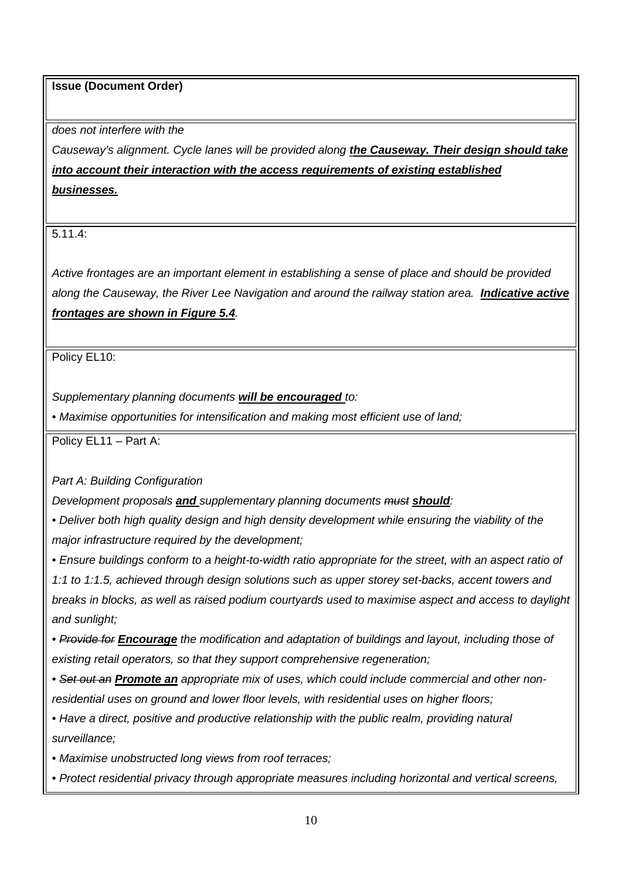| **Issue (Document Order)** |
|---|
| *does not interfere with the*<br>*Causeway's alignment. Cycle lanes will be provided along **<u>the Causeway. Their design should take into account their interaction with the access requirements of existing established businesses.</u>*** |
| 5.11.4:<br><br>*Active frontages are an important element in establishing a sense of place and should be provided along the Causeway, the River Lee Navigation and around the railway station area. **<u>Indicative active frontages are shown in Figure 5.4</u>**.* |
| Policy EL10:<br><br>*Supplementary planning documents **<u>will be encouraged</u>** to:*<br>*• Maximise opportunities for intensification and making most efficient use of land;* |
| Policy EL11 – Part A:<br><br>*Part A: Building Configuration*<br>*Development proposals **<u>and</u>** supplementary planning documents ~~must~~ **<u>should</u>**:*<br>*• Deliver both high quality design and high density development while ensuring the viability of the major infrastructure required by the development;*<br>*• Ensure buildings conform to a height-to-width ratio appropriate for the street, with an aspect ratio of 1:1 to 1:1.5, achieved through design solutions such as upper storey set-backs, accent towers and breaks in blocks, as well as raised podium courtyards used to maximise aspect and access to daylight and sunlight;*<br>*• ~~Provide for~~ **<u>Encourage</u>** the modification and adaptation of buildings and layout, including those of existing retail operators, so that they support comprehensive regeneration;*<br>*• ~~Set out an~~ **<u>Promote an</u>** appropriate mix of uses, which could include commercial and other non-residential uses on ground and lower floor levels, with residential uses on higher floors;*<br>*• Have a direct, positive and productive relationship with the public realm, providing natural surveillance;*<br>*• Maximise unobstructed long views from roof terraces;*<br>*• Protect residential privacy through appropriate measures including horizontal and vertical screens,* |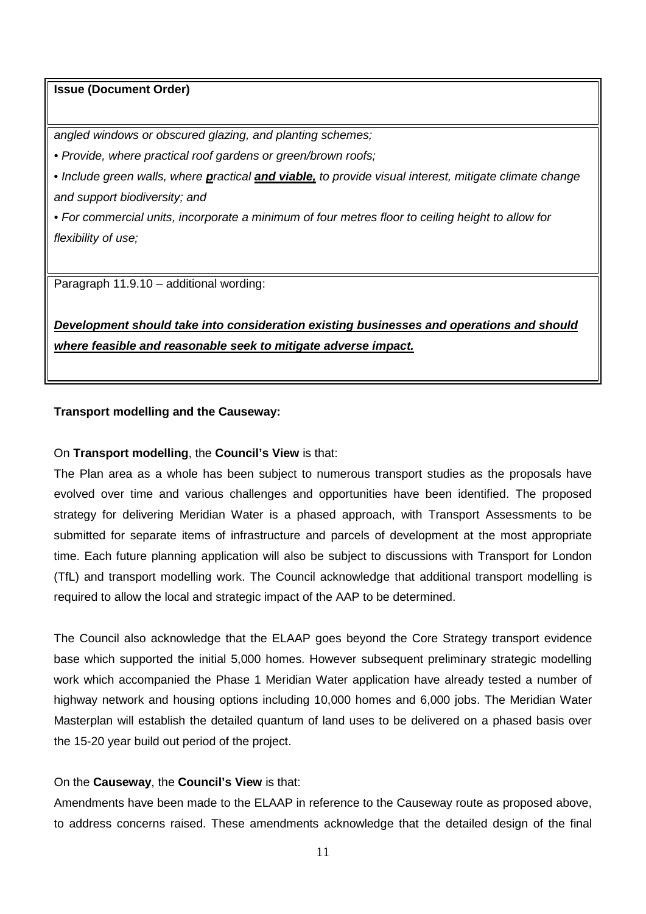| **Issue (Document Order)** |
| --- |
| *angled windows or obscured glazing, and planting schemes;*<br>*• Provide, where practical roof gardens or green/brown roofs;*<br>*• Include green walls, where **p**ractical **and viable,** to provide visual interest, mitigate climate change and support biodiversity; and*<br>*• For commercial units, incorporate a minimum of four metres floor to ceiling height to allow for flexibility of use;* |
| Paragraph 11.9.10 – additional wording:<br><br>***Development should take into consideration existing businesses and operations and should where feasible and reasonable seek to mitigate adverse impact.*** |

**Transport modelling and the Causeway:**

On **Transport modelling**, the **Council's View** is that:

The Plan area as a whole has been subject to numerous transport studies as the proposals have evolved over time and various challenges and opportunities have been identified. The proposed strategy for delivering Meridian Water is a phased approach, with Transport Assessments to be submitted for separate items of infrastructure and parcels of development at the most appropriate time. Each future planning application will also be subject to discussions with Transport for London (TfL) and transport modelling work. The Council acknowledge that additional transport modelling is required to allow the local and strategic impact of the AAP to be determined.

The Council also acknowledge that the ELAAP goes beyond the Core Strategy transport evidence base which supported the initial 5,000 homes. However subsequent preliminary strategic modelling work which accompanied the Phase 1 Meridian Water application have already tested a number of highway network and housing options including 10,000 homes and 6,000 jobs. The Meridian Water Masterplan will establish the detailed quantum of land uses to be delivered on a phased basis over the 15-20 year build out period of the project.

On the **Causeway**, the **Council's View** is that:

Amendments have been made to the ELAAP in reference to the Causeway route as proposed above, to address concerns raised. These amendments acknowledge that the detailed design of the final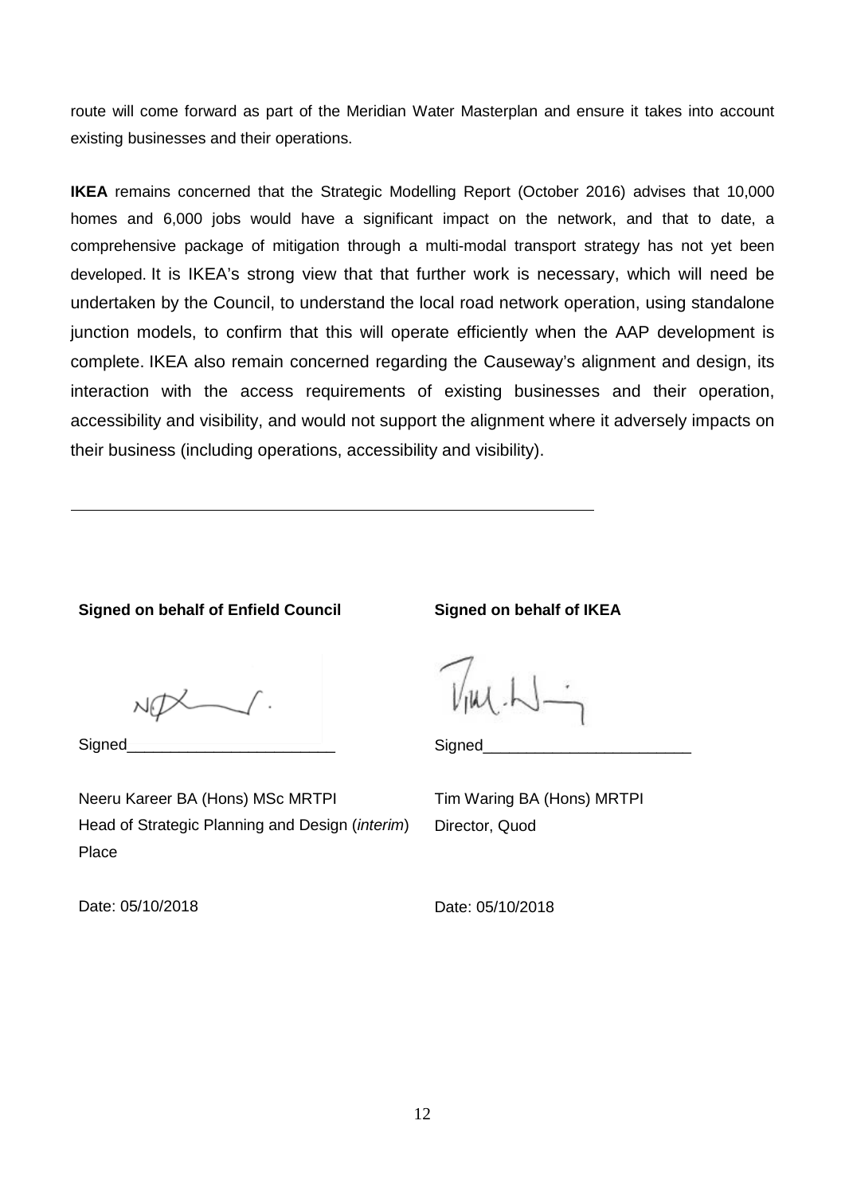route will come forward as part of the Meridian Water Masterplan and ensure it takes into account existing businesses and their operations.

**IKEA** remains concerned that the Strategic Modelling Report (October 2016) advises that 10,000 homes and 6,000 jobs would have a significant impact on the network, and that to date, a comprehensive package of mitigation through a multi-modal transport strategy has not yet been developed. It is IKEA's strong view that that further work is necessary, which will need be undertaken by the Council, to understand the local road network operation, using standalone junction models, to confirm that this will operate efficiently when the AAP development is complete. IKEA also remain concerned regarding the Causeway's alignment and design, its interaction with the access requirements of existing businesses and their operation, accessibility and visibility, and would not support the alignment where it adversely impacts on their business (including operations, accessibility and visibility).

---

**Signed on behalf of Enfield Council**

Signed________________________

Neeru Kareer BA (Hons) MSc MRTPI
Head of Strategic Planning and Design (*interim*)
Place

Date: 05/10/2018

**Signed on behalf of IKEA**

Signed________________________

Tim Waring BA (Hons) MRTPI
Director, Quod

Date: 05/10/2018